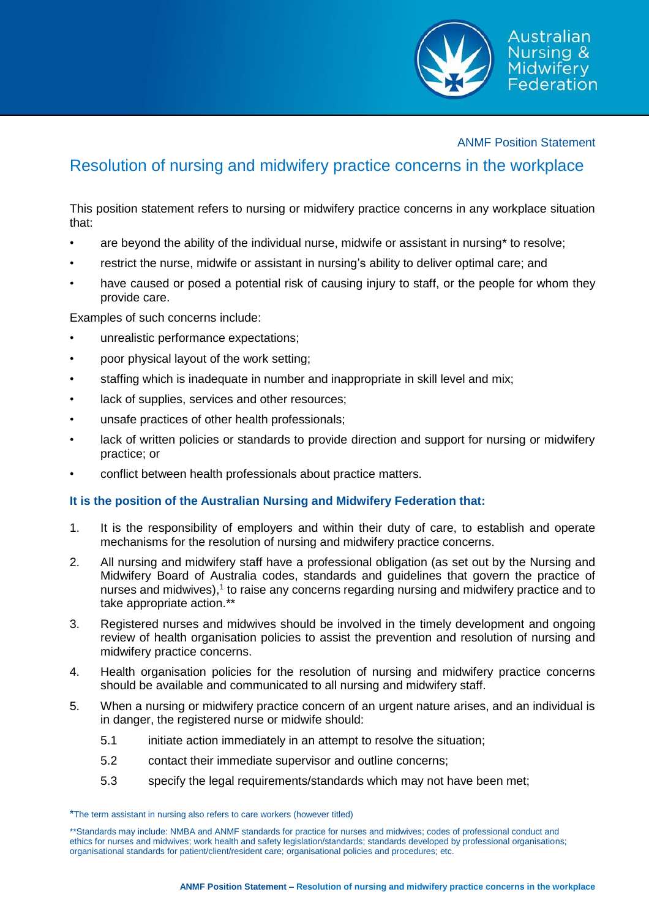ANMF Position Statement

# Resolution of nursing and midwifery practice concerns in the workplace

This position statement refers to nursing or midwifery practice concerns in any workplace situation that:

- are beyond the ability of the individual nurse, midwife or assistant in nursing* to resolve;
- restrict the nurse, midwife or assistant in nursing's ability to deliver optimal care; and
- have caused or posed a potential risk of causing injury to staff, or the people for whom they provide care.

Examples of such concerns include:

- unrealistic performance expectations;
- poor physical layout of the work setting;
- staffing which is inadequate in number and inappropriate in skill level and mix;
- lack of supplies, services and other resources;
- unsafe practices of other health professionals;
- lack of written policies or standards to provide direction and support for nursing or midwifery practice; or
- conflict between health professionals about practice matters.

**It is the position of the Australian Nursing and Midwifery Federation that:**

1. It is the responsibility of employers and within their duty of care, to establish and operate mechanisms for the resolution of nursing and midwifery practice concerns.
2. All nursing and midwifery staff have a professional obligation (as set out by the Nursing and Midwifery Board of Australia codes, standards and guidelines that govern the practice of nurses and midwives),[1] to raise any concerns regarding nursing and midwifery practice and to take appropriate action.**
3. Registered nurses and midwives should be involved in the timely development and ongoing review of health organisation policies to assist the prevention and resolution of nursing and midwifery practice concerns.
4. Health organisation policies for the resolution of nursing and midwifery practice concerns should be available and communicated to all nursing and midwifery staff.
5. When a nursing or midwifery practice concern of an urgent nature arises, and an individual is in danger, the registered nurse or midwife should:
   - 5.1 initiate action immediately in an attempt to resolve the situation;
   - 5.2 contact their immediate supervisor and outline concerns;
   - 5.3 specify the legal requirements/standards which may not have been met;

*The term assistant in nursing also refers to care workers (however titled)

**Standards may include: NMBA and ANMF standards for practice for nurses and midwives; codes of professional conduct and ethics for nurses and midwives; work health and safety legislation/standards; standards developed by professional organisations; organisational standards for patient/client/resident care; organisational policies and procedures; etc.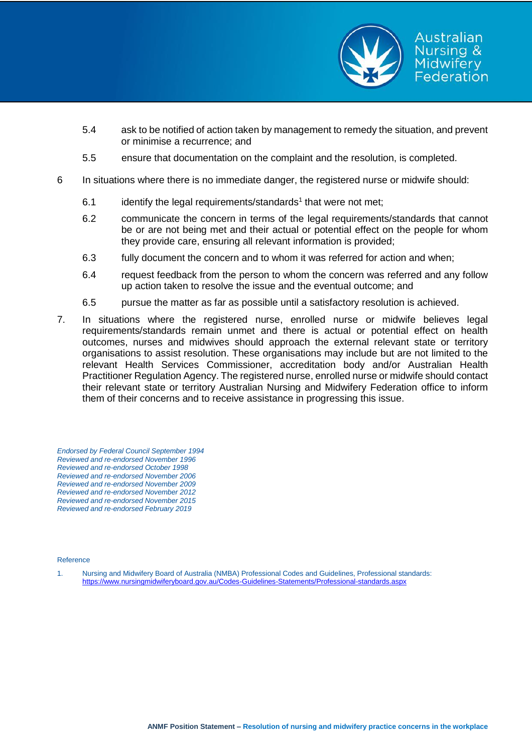5.4 ask to be notified of action taken by management to remedy the situation, and prevent or minimise a recurrence; and

5.5 ensure that documentation on the complaint and the resolution, is completed.

6 In situations where there is no immediate danger, the registered nurse or midwife should:

6.1 identify the legal requirements/standards[1] that were not met;

6.2 communicate the concern in terms of the legal requirements/standards that cannot be or are not being met and their actual or potential effect on the people for whom they provide care, ensuring all relevant information is provided;

6.3 fully document the concern and to whom it was referred for action and when;

6.4 request feedback from the person to whom the concern was referred and any follow up action taken to resolve the issue and the eventual outcome; and

6.5 pursue the matter as far as possible until a satisfactory resolution is achieved.

7. In situations where the registered nurse, enrolled nurse or midwife believes legal requirements/standards remain unmet and there is actual or potential effect on health outcomes, nurses and midwives should approach the external relevant state or territory organisations to assist resolution. These organisations may include but are not limited to the relevant Health Services Commissioner, accreditation body and/or Australian Health Practitioner Regulation Agency. The registered nurse, enrolled nurse or midwife should contact their relevant state or territory Australian Nursing and Midwifery Federation office to inform them of their concerns and to receive assistance in progressing this issue.

*Endorsed by Federal Council September 1994*
*Reviewed and re-endorsed November 1996*
*Reviewed and re-endorsed October 1998*
*Reviewed and re-endorsed November 2006*
*Reviewed and re-endorsed November 2009*
*Reviewed and re-endorsed November 2012*
*Reviewed and re-endorsed November 2015*
*Reviewed and re-endorsed February 2019*

Reference

1. Nursing and Midwifery Board of Australia (NMBA) Professional Codes and Guidelines, Professional standards: https://www.nursingmidwiferyboard.gov.au/Codes-Guidelines-Statements/Professional-standards.aspx